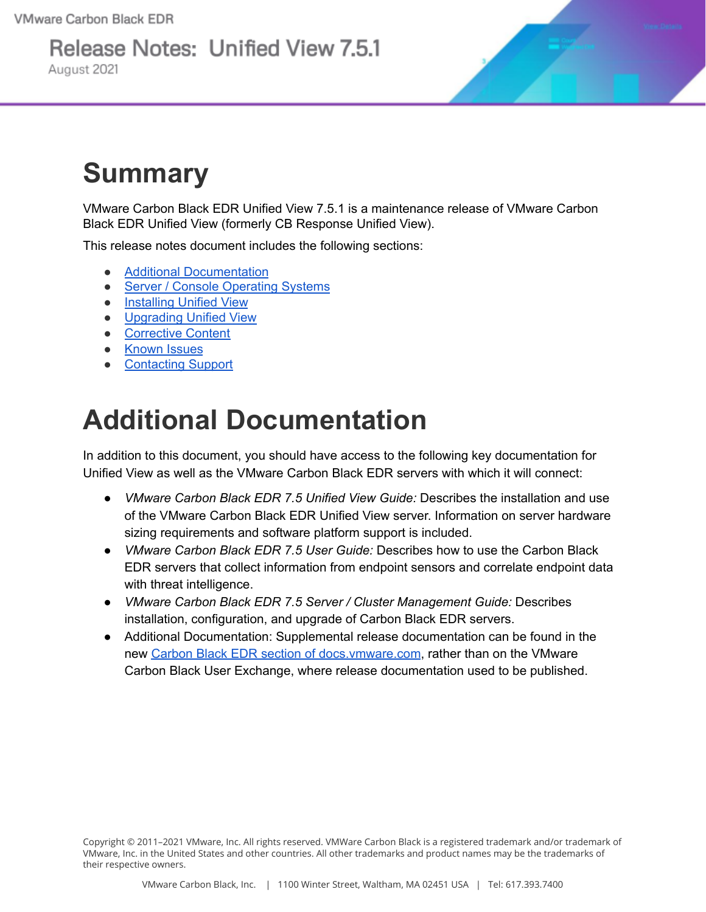VMware Carbon Black EDR

# Release Notes: Unified View 7.5.1

August 2021

# Summary

VMware Carbon Black EDR Unified View 7.5.1 is a maintenance release of VMware Carbon Black EDR Unified View (formerly CB Response Unified View).

This release notes document includes the following sections:

- Additional Documentation
- Server / Console Operating Systems
- Installing Unified View
- Upgrading Unified View
- Corrective Content
- Known Issues
- Contacting Support

# Additional Documentation

In addition to this document, you should have access to the following key documentation for Unified View as well as the VMware Carbon Black EDR servers with which it will connect:

- *VMware Carbon Black EDR 7.5 Unified View Guide:* Describes the installation and use of the VMware Carbon Black EDR Unified View server. Information on server hardware sizing requirements and software platform support is included.
- *VMware Carbon Black EDR 7.5 User Guide:* Describes how to use the Carbon Black EDR servers that collect information from endpoint sensors and correlate endpoint data with threat intelligence.
- *VMware Carbon Black EDR 7.5 Server / Cluster Management Guide:* Describes installation, configuration, and upgrade of Carbon Black EDR servers.
- Additional Documentation: Supplemental release documentation can be found in the new Carbon Black EDR section of docs.vmware.com, rather than on the VMware Carbon Black User Exchange, where release documentation used to be published.

Copyright © 2011–2021 VMware, Inc. All rights reserved. VMWare Carbon Black is a registered trademark and/or trademark of VMware, Inc. in the United States and other countries. All other trademarks and product names may be the trademarks of their respective owners.

VMware Carbon Black, Inc. | 1100 Winter Street, Waltham, MA 02451 USA | Tel: 617.393.7400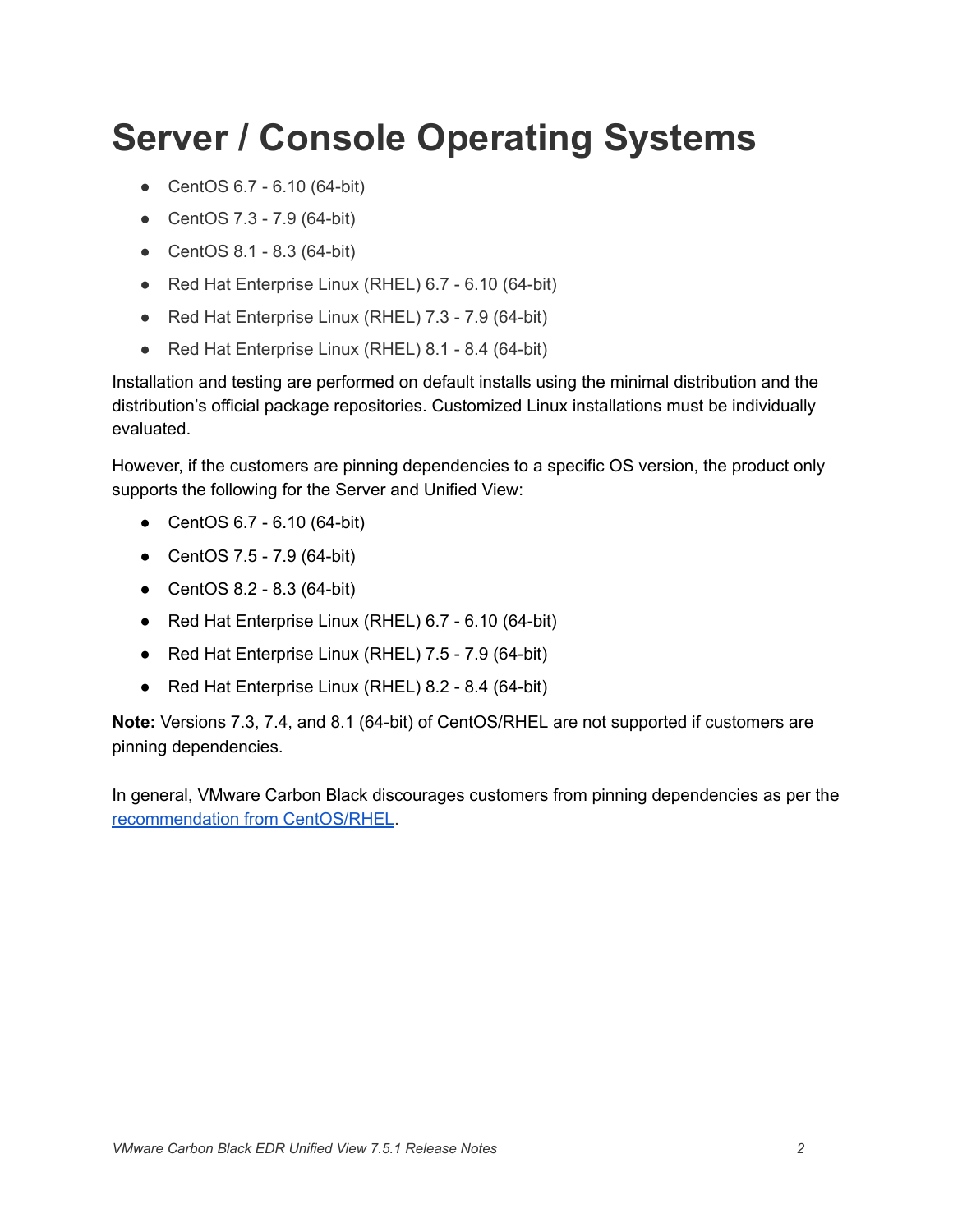# Server / Console Operating Systems

- CentOS 6.7 - 6.10 (64-bit)
- CentOS 7.3 - 7.9 (64-bit)
- CentOS 8.1 - 8.3 (64-bit)
- Red Hat Enterprise Linux (RHEL) 6.7 - 6.10 (64-bit)
- Red Hat Enterprise Linux (RHEL) 7.3 - 7.9 (64-bit)
- Red Hat Enterprise Linux (RHEL) 8.1 - 8.4 (64-bit)

Installation and testing are performed on default installs using the minimal distribution and the distribution's official package repositories. Customized Linux installations must be individually evaluated.

However, if the customers are pinning dependencies to a specific OS version, the product only supports the following for the Server and Unified View:

- CentOS 6.7 - 6.10 (64-bit)
- CentOS 7.5 - 7.9 (64-bit)
- CentOS 8.2 - 8.3 (64-bit)
- Red Hat Enterprise Linux (RHEL) 6.7 - 6.10 (64-bit)
- Red Hat Enterprise Linux (RHEL) 7.5 - 7.9 (64-bit)
- Red Hat Enterprise Linux (RHEL) 8.2 - 8.4 (64-bit)

**Note:** Versions 7.3, 7.4, and 8.1 (64-bit) of CentOS/RHEL are not supported if customers are pinning dependencies.

In general, VMware Carbon Black discourages customers from pinning dependencies as per the recommendation from CentOS/RHEL.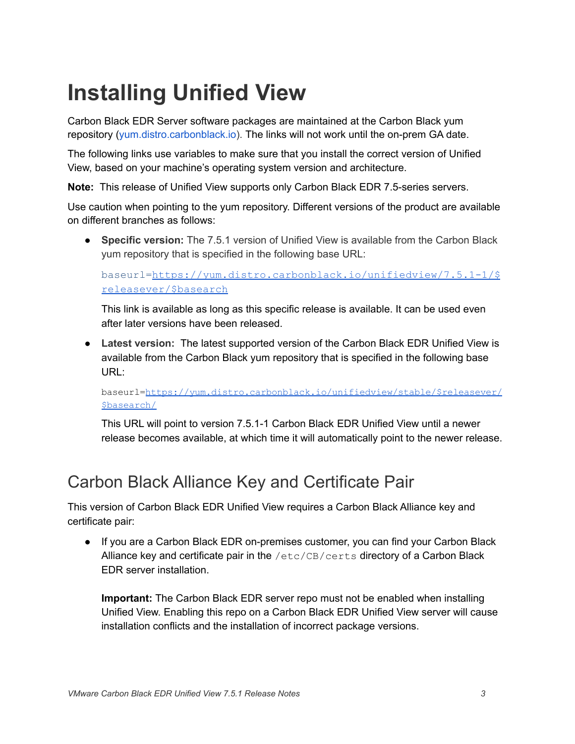# Installing Unified View

Carbon Black EDR Server software packages are maintained at the Carbon Black yum repository (yum.distro.carbonblack.io). The links will not work until the on-prem GA date.

The following links use variables to make sure that you install the correct version of Unified View, based on your machine's operating system version and architecture.

**Note:** This release of Unified View supports only Carbon Black EDR 7.5-series servers.

Use caution when pointing to the yum repository. Different versions of the product are available on different branches as follows:

- **Specific version:** The 7.5.1 version of Unified View is available from the Carbon Black yum repository that is specified in the following base URL:

  ```
  baseurl=https://yum.distro.carbonblack.io/unifiedview/7.5.1-1/$releasever/$basearch
  ```

  This link is available as long as this specific release is available. It can be used even after later versions have been released.

- **Latest version:** The latest supported version of the Carbon Black EDR Unified View is available from the Carbon Black yum repository that is specified in the following base URL:

  ```
  baseurl=https://yum.distro.carbonblack.io/unifiedview/stable/$releasever/$basearch/
  ```

  This URL will point to version 7.5.1-1 Carbon Black EDR Unified View until a newer release becomes available, at which time it will automatically point to the newer release.

## Carbon Black Alliance Key and Certificate Pair

This version of Carbon Black EDR Unified View requires a Carbon Black Alliance key and certificate pair:

- If you are a Carbon Black EDR on-premises customer, you can find your Carbon Black Alliance key and certificate pair in the `/etc/CB/certs` directory of a Carbon Black EDR server installation.

  **Important:** The Carbon Black EDR server repo must not be enabled when installing Unified View. Enabling this repo on a Carbon Black EDR Unified View server will cause installation conflicts and the installation of incorrect package versions.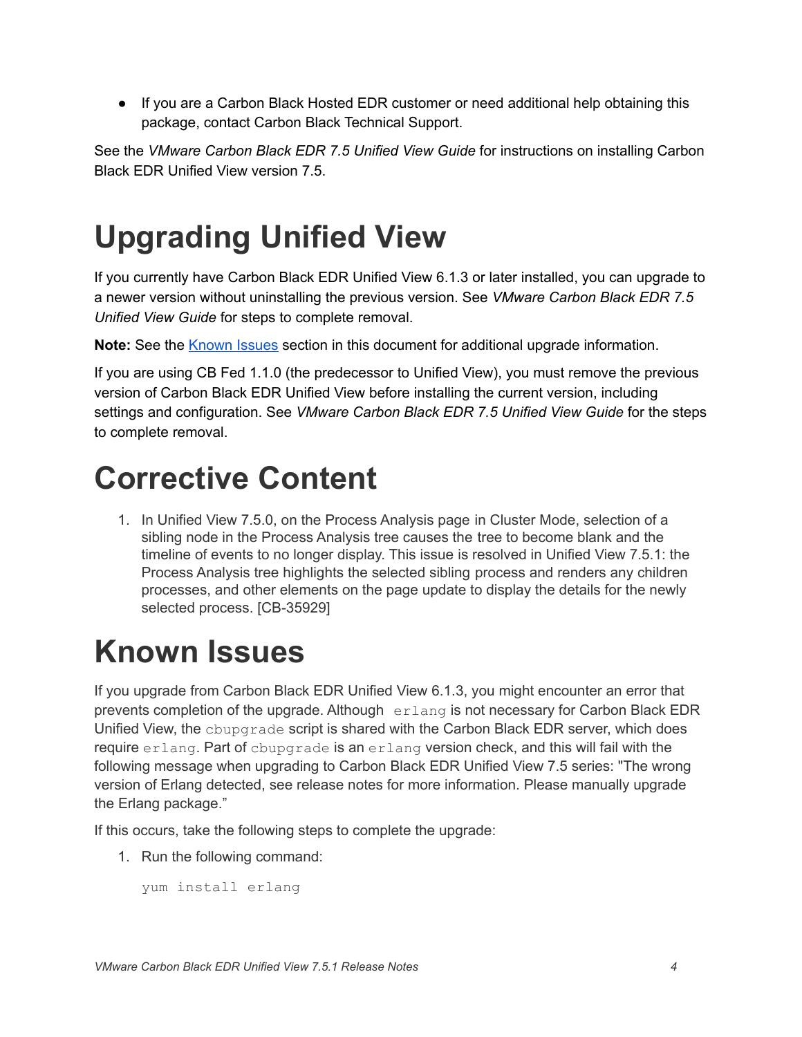- If you are a Carbon Black Hosted EDR customer or need additional help obtaining this package, contact Carbon Black Technical Support.

See the *VMware Carbon Black EDR 7.5 Unified View Guide* for instructions on installing Carbon Black EDR Unified View version 7.5.

# Upgrading Unified View

If you currently have Carbon Black EDR Unified View 6.1.3 or later installed, you can upgrade to a newer version without uninstalling the previous version. See *VMware Carbon Black EDR 7.5 Unified View Guide* for steps to complete removal.

**Note:** See the [Known Issues](#known-issues) section in this document for additional upgrade information.

If you are using CB Fed 1.1.0 (the predecessor to Unified View), you must remove the previous version of Carbon Black EDR Unified View before installing the current version, including settings and configuration. See *VMware Carbon Black EDR 7.5 Unified View Guide* for the steps to complete removal.

# Corrective Content

1. In Unified View 7.5.0, on the Process Analysis page in Cluster Mode, selection of a sibling node in the Process Analysis tree causes the tree to become blank and the timeline of events to no longer display. This issue is resolved in Unified View 7.5.1: the Process Analysis tree highlights the selected sibling process and renders any children processes, and other elements on the page update to display the details for the newly selected process. [CB-35929]

# Known Issues

If you upgrade from Carbon Black EDR Unified View 6.1.3, you might encounter an error that prevents completion of the upgrade. Although `erlang` is not necessary for Carbon Black EDR Unified View, the `cbupgrade` script is shared with the Carbon Black EDR server, which does require `erlang`. Part of `cbupgrade` is an `erlang` version check, and this will fail with the following message when upgrading to Carbon Black EDR Unified View 7.5 series: "The wrong version of Erlang detected, see release notes for more information. Please manually upgrade the Erlang package."

If this occurs, take the following steps to complete the upgrade:

1. Run the following command:

```
yum install erlang
```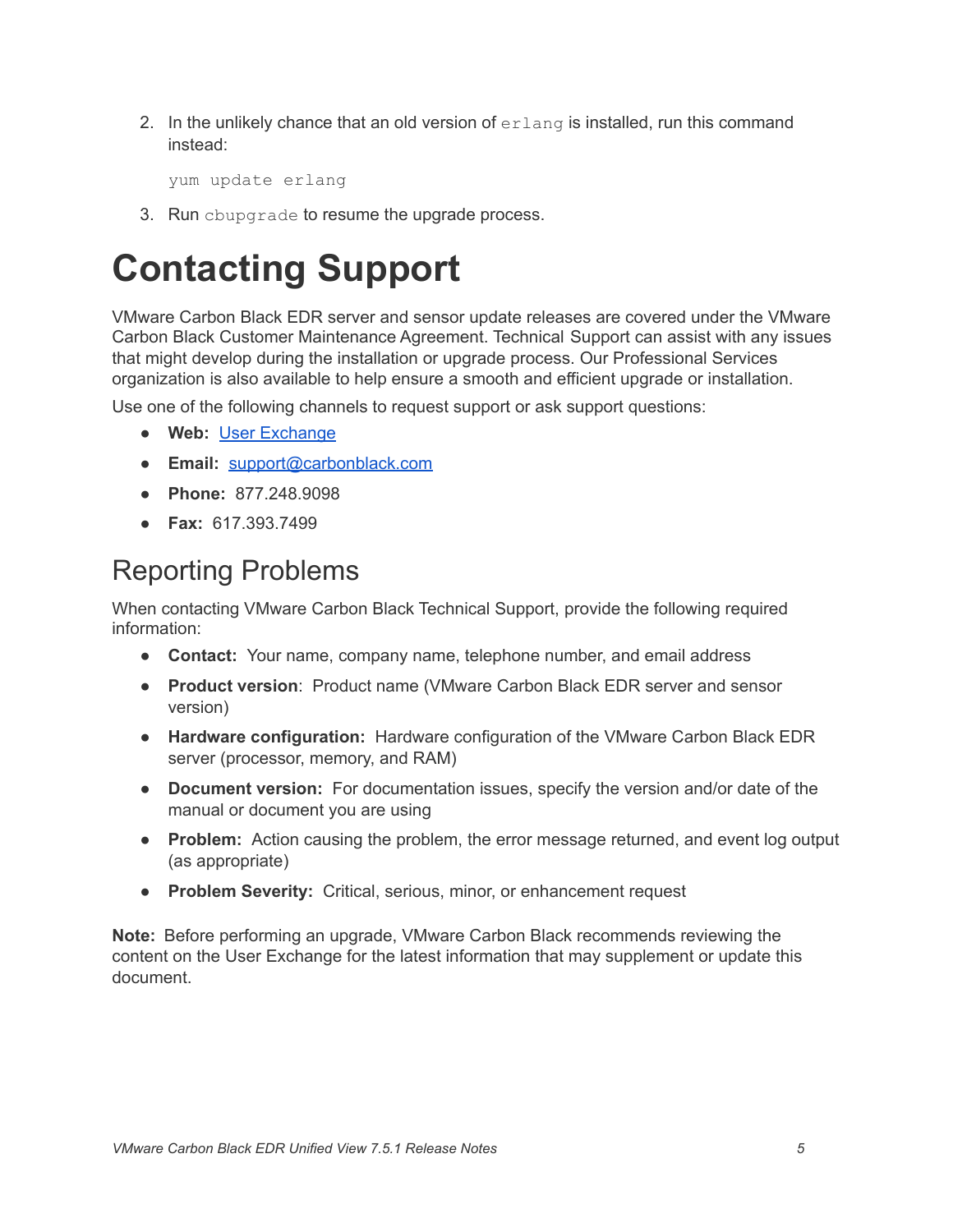2. In the unlikely chance that an old version of `erlang` is installed, run this command instead:

```
yum update erlang
```

3. Run `cbupgrade` to resume the upgrade process.

# Contacting Support

VMware Carbon Black EDR server and sensor update releases are covered under the VMware Carbon Black Customer Maintenance Agreement. Technical Support can assist with any issues that might develop during the installation or upgrade process. Our Professional Services organization is also available to help ensure a smooth and efficient upgrade or installation.

Use one of the following channels to request support or ask support questions:

- **Web:** User Exchange
- **Email:** support@carbonblack.com
- **Phone:** 877.248.9098
- **Fax:** 617.393.7499

## Reporting Problems

When contacting VMware Carbon Black Technical Support, provide the following required information:

- **Contact:** Your name, company name, telephone number, and email address
- **Product version**: Product name (VMware Carbon Black EDR server and sensor version)
- **Hardware configuration:** Hardware configuration of the VMware Carbon Black EDR server (processor, memory, and RAM)
- **Document version:** For documentation issues, specify the version and/or date of the manual or document you are using
- **Problem:** Action causing the problem, the error message returned, and event log output (as appropriate)
- **Problem Severity:** Critical, serious, minor, or enhancement request

**Note:** Before performing an upgrade, VMware Carbon Black recommends reviewing the content on the User Exchange for the latest information that may supplement or update this document.